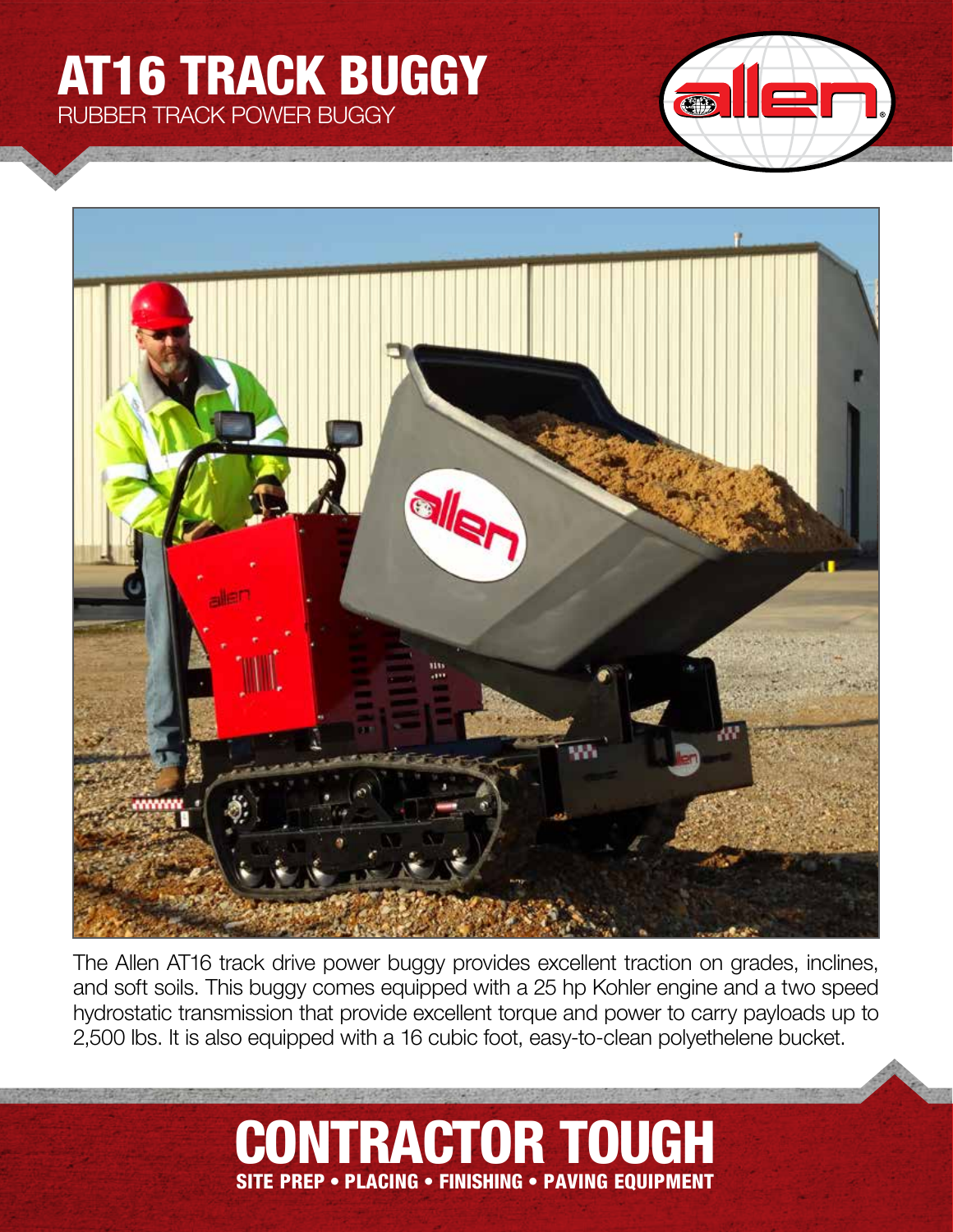# AT16 TRACK BUGGY

RUBBER TRACK POWER BUGGY

The Allen AT16 track drive power buggy provides excellent traction on grades, inclines, and soft soils. This buggy comes equipped with a 25 hp Kohler engine and a two speed hydrostatic transmission that provide excellent torque and power to carry payloads up to 2,500 lbs. It is also equipped with a 16 cubic foot, easy-to-clean polyethelene bucket.

## CONTRACTOR TOUGH

**SITE PREP • PLACING • FINISHING • PAVING EQUIPMENT**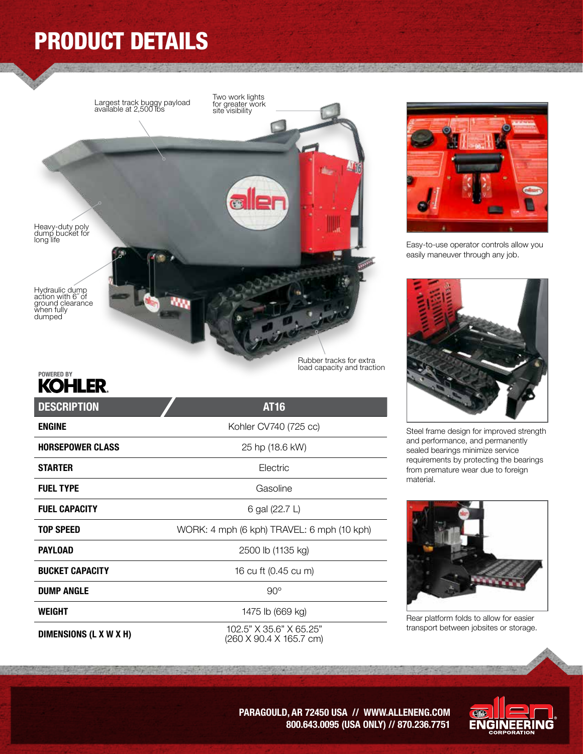# PRODUCT DETAILS

Largest track buggy payload available at 2,500 lbs

Two work lights for greater work site visibility

Heavy-duty poly dump bucket for long life

Hydraulic dump action with 6" of ground clearance when fully dumped

Rubber tracks for extra load capacity and traction

POWERED BY KOHLER

| DESCRIPTION | AT16 |
|---|---|
| ENGINE | Kohler CV740 (725 cc) |
| HORSEPOWER CLASS | 25 hp (18.6 kW) |
| STARTER | Electric |
| FUEL TYPE | Gasoline |
| FUEL CAPACITY | 6 gal (22.7 L) |
| TOP SPEED | WORK: 4 mph (6 kph) TRAVEL: 6 mph (10 kph) |
| PAYLOAD | 2500 lb (1135 kg) |
| BUCKET CAPACITY | 16 cu ft (0.45 cu m) |
| DUMP ANGLE | 90° |
| WEIGHT | 1475 lb (669 kg) |
| DIMENSIONS (L X W X H) | 102.5" X 35.6" X 65.25" (260 X 90.4 X 165.7 cm) |

Easy-to-use operator controls allow you easily maneuver through any job.

Steel frame design for improved strength and performance, and permanently sealed bearings minimize service requirements by protecting the bearings from premature wear due to foreign material.

Rear platform folds to allow for easier transport between jobsites or storage.

PARAGOULD, AR 72450 USA // WWW.ALLENENG.COM
800.643.0095 (USA ONLY) // 870.236.7751

allen ENGINEERING CORPORATION